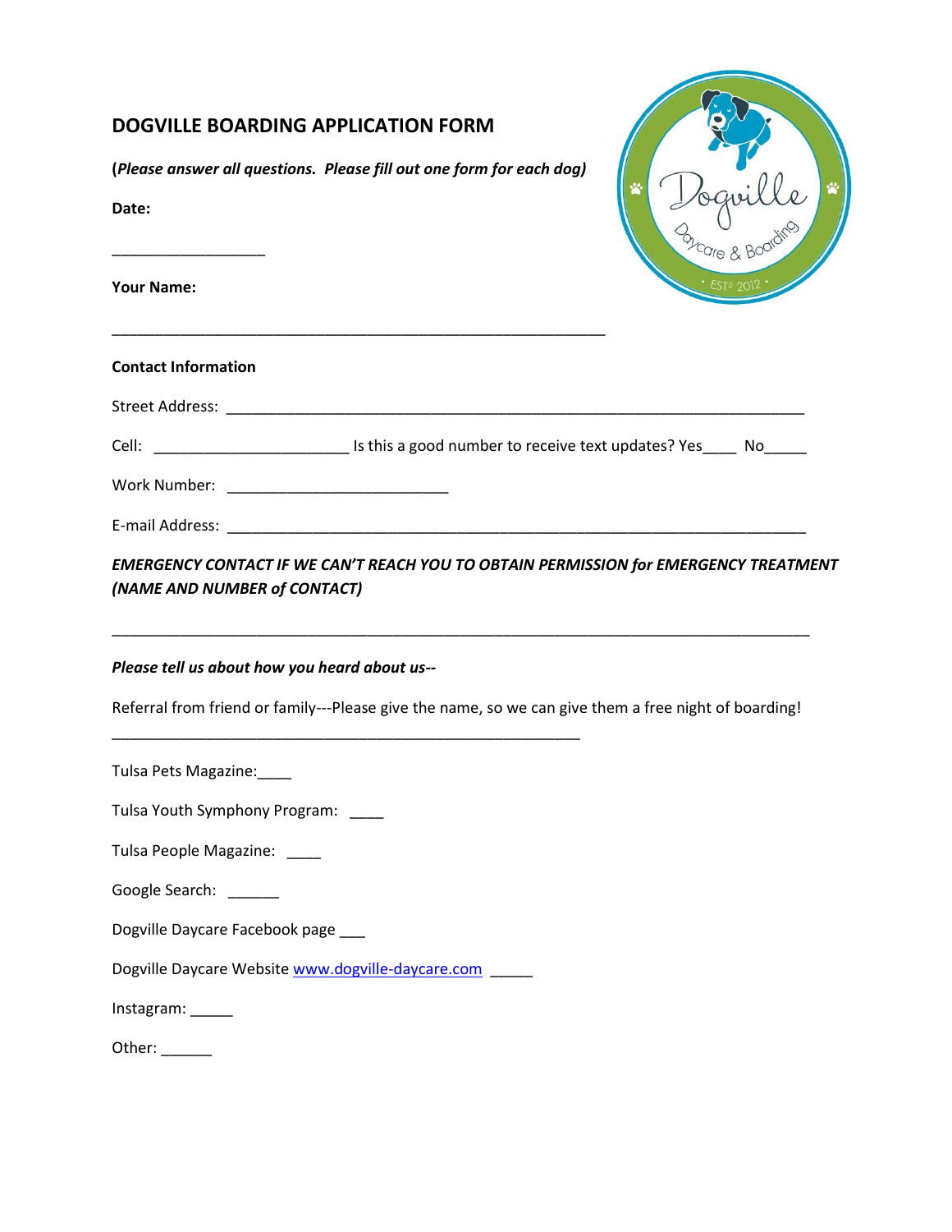# DOGVILLE BOARDING APPLICATION FORM

**(*Please answer all questions. Please fill out one form for each dog)***

**Date:**

__________________

**Your Name:**

___________________________________________________________

**Contact Information**

Street Address: ______________________________________________________________________

Cell: _______________________ Is this a good number to receive text updates? Yes____ No_____

Work Number: __________________________

E-mail Address: ______________________________________________________________________

***EMERGENCY CONTACT IF WE CAN'T REACH YOU TO OBTAIN PERMISSION for EMERGENCY TREATMENT (NAME AND NUMBER of CONTACT)***

__________________________________________________________________________________

***Please tell us about how you heard about us--***

Referral from friend or family---Please give the name, so we can give them a free night of boarding!

________________________________________________________

Tulsa Pets Magazine:____

Tulsa Youth Symphony Program: ____

Tulsa People Magazine: ____

Google Search: ______

Dogville Daycare Facebook page ___

Dogville Daycare Website www.dogville-daycare.com _____

Instagram: _____

Other: ______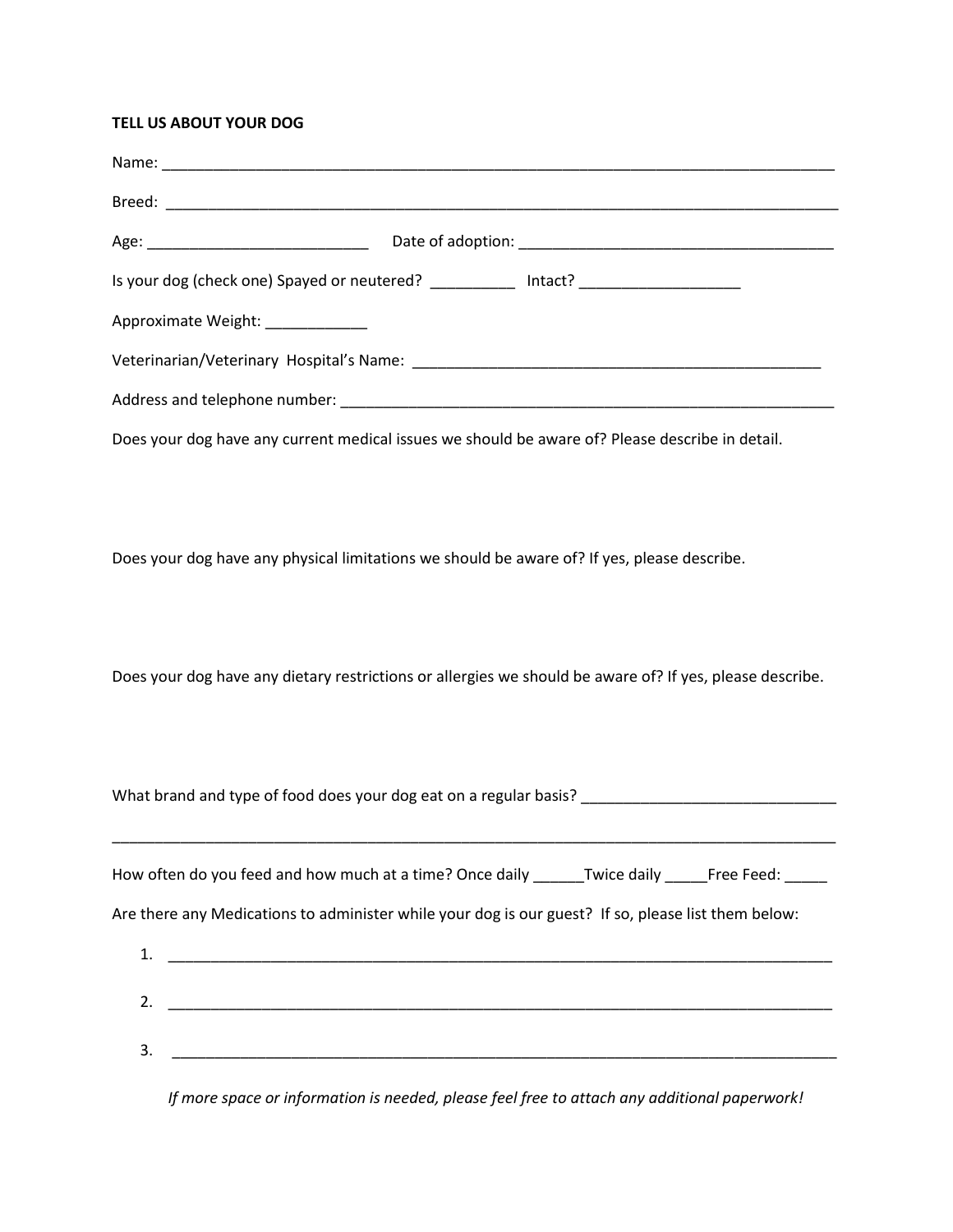**TELL US ABOUT YOUR DOG**

Name: ________________________________________________________________________________

Breed: ________________________________________________________________________________

Age: __________________________ Date of adoption: _____________________________________

Is your dog (check one) Spayed or neutered? __________ Intact? ___________________

Approximate Weight: ____________

Veterinarian/Veterinary Hospital's Name: _________________________________________________

Address and telephone number: ____________________________________________________________

Does your dog have any current medical issues we should be aware of? Please describe in detail.

Does your dog have any physical limitations we should be aware of? If yes, please describe.

Does your dog have any dietary restrictions or allergies we should be aware of? If yes, please describe.

What brand and type of food does your dog eat on a regular basis? ______________________________

_____________________________________________________________________________________

How often do you feed and how much at a time? Once daily ______Twice daily _____Free Feed: _____

Are there any Medications to administer while your dog is our guest? If so, please list them below:

1. ______________________________________________________________________________
2. ______________________________________________________________________________
3. ______________________________________________________________________________

*If more space or information is needed, please feel free to attach any additional paperwork!*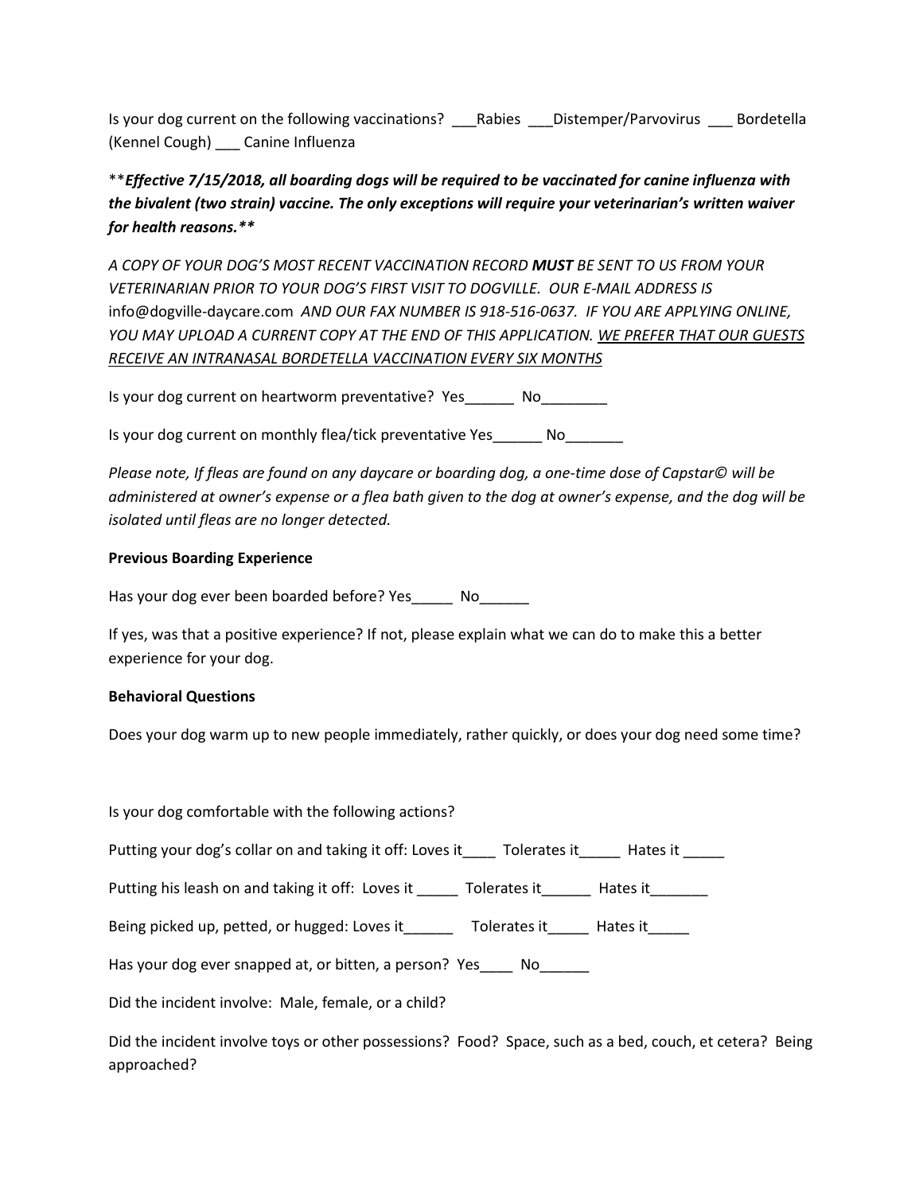Is your dog current on the following vaccinations? ___Rabies ___Distemper/Parvovirus ___ Bordetella (Kennel Cough) ___ Canine Influenza

***Effective 7/15/2018, all boarding dogs will be required to be vaccinated for canine influenza with the bivalent (two strain) vaccine. The only exceptions will require your veterinarian's written waiver for health reasons.***

*A COPY OF YOUR DOG'S MOST RECENT VACCINATION RECORD **MUST** BE SENT TO US FROM YOUR VETERINARIAN PRIOR TO YOUR DOG'S FIRST VISIT TO DOGVILLE. OUR E-MAIL ADDRESS IS* info@dogville-daycare.com *AND OUR FAX NUMBER IS 918-516-0637. IF YOU ARE APPLYING ONLINE, YOU MAY UPLOAD A CURRENT COPY AT THE END OF THIS APPLICATION.* *<u>WE PREFER THAT OUR GUESTS RECEIVE AN INTRANASAL BORDETELLA VACCINATION EVERY SIX MONTHS</u>*

Is your dog current on heartworm preventative? Yes______ No________

Is your dog current on monthly flea/tick preventative Yes______ No_______

*Please note, If fleas are found on any daycare or boarding dog, a one-time dose of Capstar© will be administered at owner's expense or a flea bath given to the dog at owner's expense, and the dog will be isolated until fleas are no longer detected.*

**Previous Boarding Experience**

Has your dog ever been boarded before? Yes_____ No______

If yes, was that a positive experience? If not, please explain what we can do to make this a better experience for your dog.

**Behavioral Questions**

Does your dog warm up to new people immediately, rather quickly, or does your dog need some time?

Is your dog comfortable with the following actions?

Putting your dog's collar on and taking it off: Loves it____ Tolerates it_____ Hates it _____

Putting his leash on and taking it off: Loves it _____ Tolerates it______ Hates it_______

Being picked up, petted, or hugged: Loves it______ Tolerates it_____ Hates it_____

Has your dog ever snapped at, or bitten, a person? Yes____ No______

Did the incident involve: Male, female, or a child?

Did the incident involve toys or other possessions? Food? Space, such as a bed, couch, et cetera? Being approached?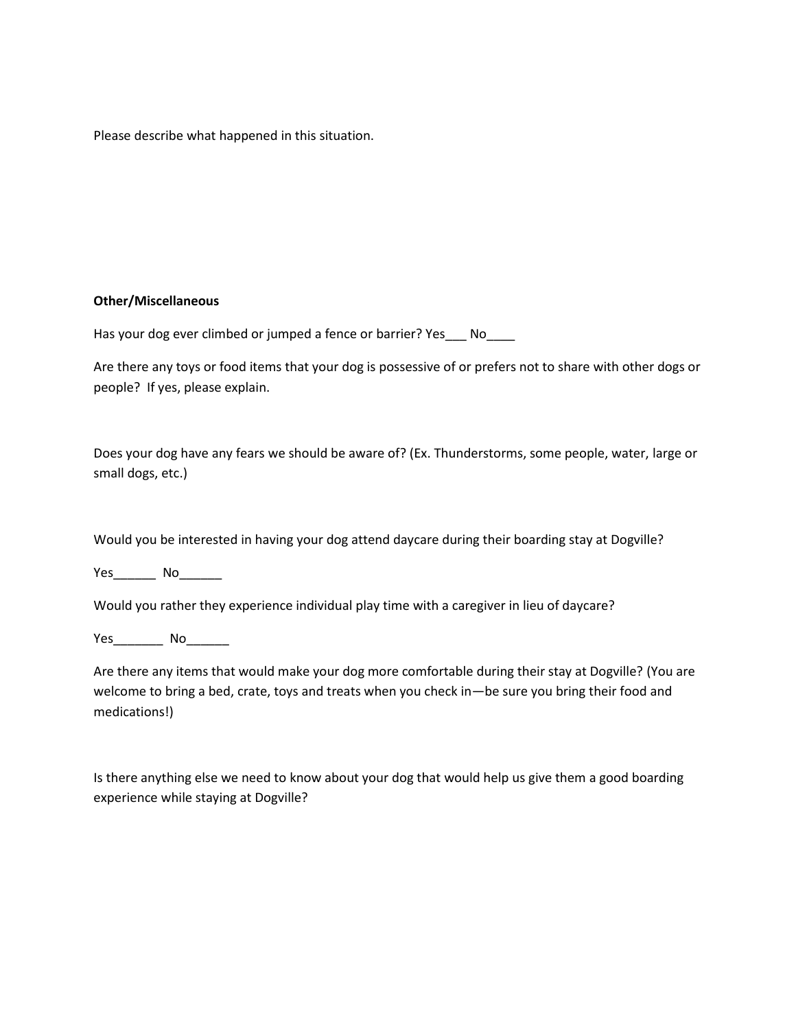Please describe what happened in this situation.

**Other/Miscellaneous**

Has your dog ever climbed or jumped a fence or barrier? Yes___ No____

Are there any toys or food items that your dog is possessive of or prefers not to share with other dogs or people? If yes, please explain.

Does your dog have any fears we should be aware of? (Ex. Thunderstorms, some people, water, large or small dogs, etc.)

Would you be interested in having your dog attend daycare during their boarding stay at Dogville?

Yes______ No______

Would you rather they experience individual play time with a caregiver in lieu of daycare?

Yes_______ No______

Are there any items that would make your dog more comfortable during their stay at Dogville? (You are welcome to bring a bed, crate, toys and treats when you check in—be sure you bring their food and medications!)

Is there anything else we need to know about your dog that would help us give them a good boarding experience while staying at Dogville?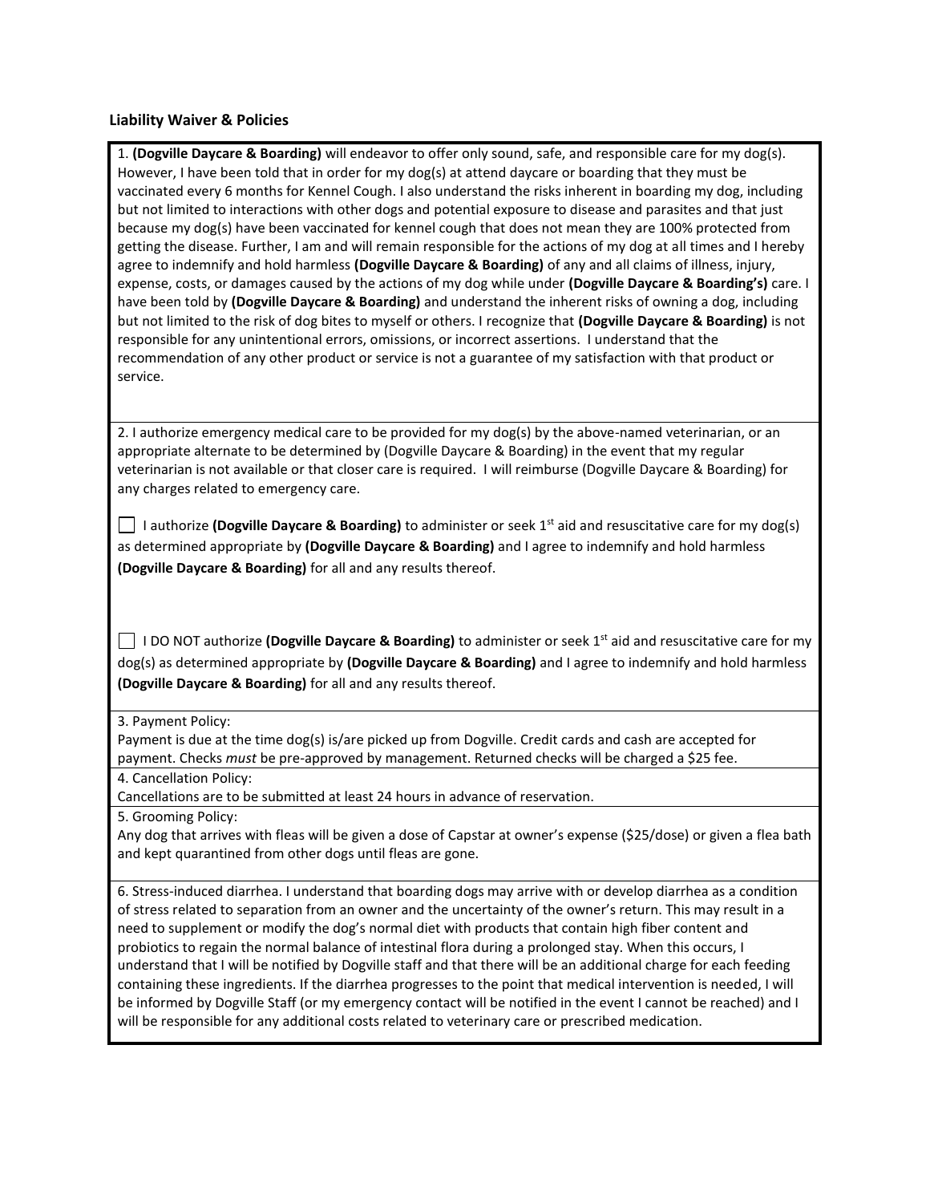### Liability Waiver & Policies

1. **(Dogville Daycare & Boarding)** will endeavor to offer only sound, safe, and responsible care for my dog(s). However, I have been told that in order for my dog(s) at attend daycare or boarding that they must be vaccinated every 6 months for Kennel Cough. I also understand the risks inherent in boarding my dog, including but not limited to interactions with other dogs and potential exposure to disease and parasites and that just because my dog(s) have been vaccinated for kennel cough that does not mean they are 100% protected from getting the disease. Further, I am and will remain responsible for the actions of my dog at all times and I hereby agree to indemnify and hold harmless **(Dogville Daycare & Boarding)** of any and all claims of illness, injury, expense, costs, or damages caused by the actions of my dog while under **(Dogville Daycare & Boarding's)** care. I have been told by **(Dogville Daycare & Boarding)** and understand the inherent risks of owning a dog, including but not limited to the risk of dog bites to myself or others. I recognize that **(Dogville Daycare & Boarding)** is not responsible for any unintentional errors, omissions, or incorrect assertions. I understand that the recommendation of any other product or service is not a guarantee of my satisfaction with that product or service.

2. I authorize emergency medical care to be provided for my dog(s) by the above-named veterinarian, or an appropriate alternate to be determined by (Dogville Daycare & Boarding) in the event that my regular veterinarian is not available or that closer care is required. I will reimburse (Dogville Daycare & Boarding) for any charges related to emergency care.

☐ I authorize **(Dogville Daycare & Boarding)** to administer or seek 1st aid and resuscitative care for my dog(s) as determined appropriate by **(Dogville Daycare & Boarding)** and I agree to indemnify and hold harmless **(Dogville Daycare & Boarding)** for all and any results thereof.

☐ I DO NOT authorize **(Dogville Daycare & Boarding)** to administer or seek 1st aid and resuscitative care for my dog(s) as determined appropriate by **(Dogville Daycare & Boarding)** and I agree to indemnify and hold harmless **(Dogville Daycare & Boarding)** for all and any results thereof.

3. Payment Policy:
Payment is due at the time dog(s) is/are picked up from Dogville. Credit cards and cash are accepted for payment. Checks *must* be pre-approved by management. Returned checks will be charged a $25 fee.

4. Cancellation Policy:
Cancellations are to be submitted at least 24 hours in advance of reservation.

5. Grooming Policy:
Any dog that arrives with fleas will be given a dose of Capstar at owner's expense ($25/dose) or given a flea bath and kept quarantined from other dogs until fleas are gone.

6. Stress-induced diarrhea. I understand that boarding dogs may arrive with or develop diarrhea as a condition of stress related to separation from an owner and the uncertainty of the owner's return. This may result in a need to supplement or modify the dog's normal diet with products that contain high fiber content and probiotics to regain the normal balance of intestinal flora during a prolonged stay. When this occurs, I understand that I will be notified by Dogville staff and that there will be an additional charge for each feeding containing these ingredients. If the diarrhea progresses to the point that medical intervention is needed, I will be informed by Dogville Staff (or my emergency contact will be notified in the event I cannot be reached) and I will be responsible for any additional costs related to veterinary care or prescribed medication.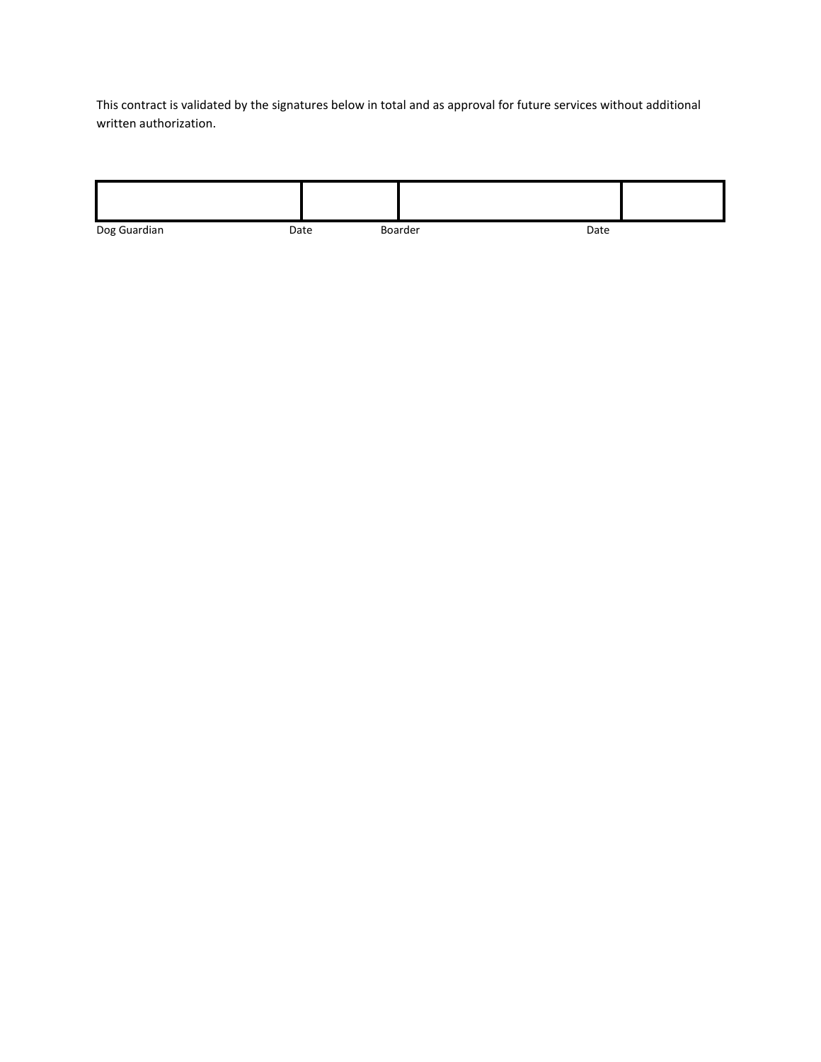This contract is validated by the signatures below in total and as approval for future services without additional written authorization.

| | | | |
|---|---|---|---|
| | | | |
| Dog Guardian | Date | Boarder | Date |